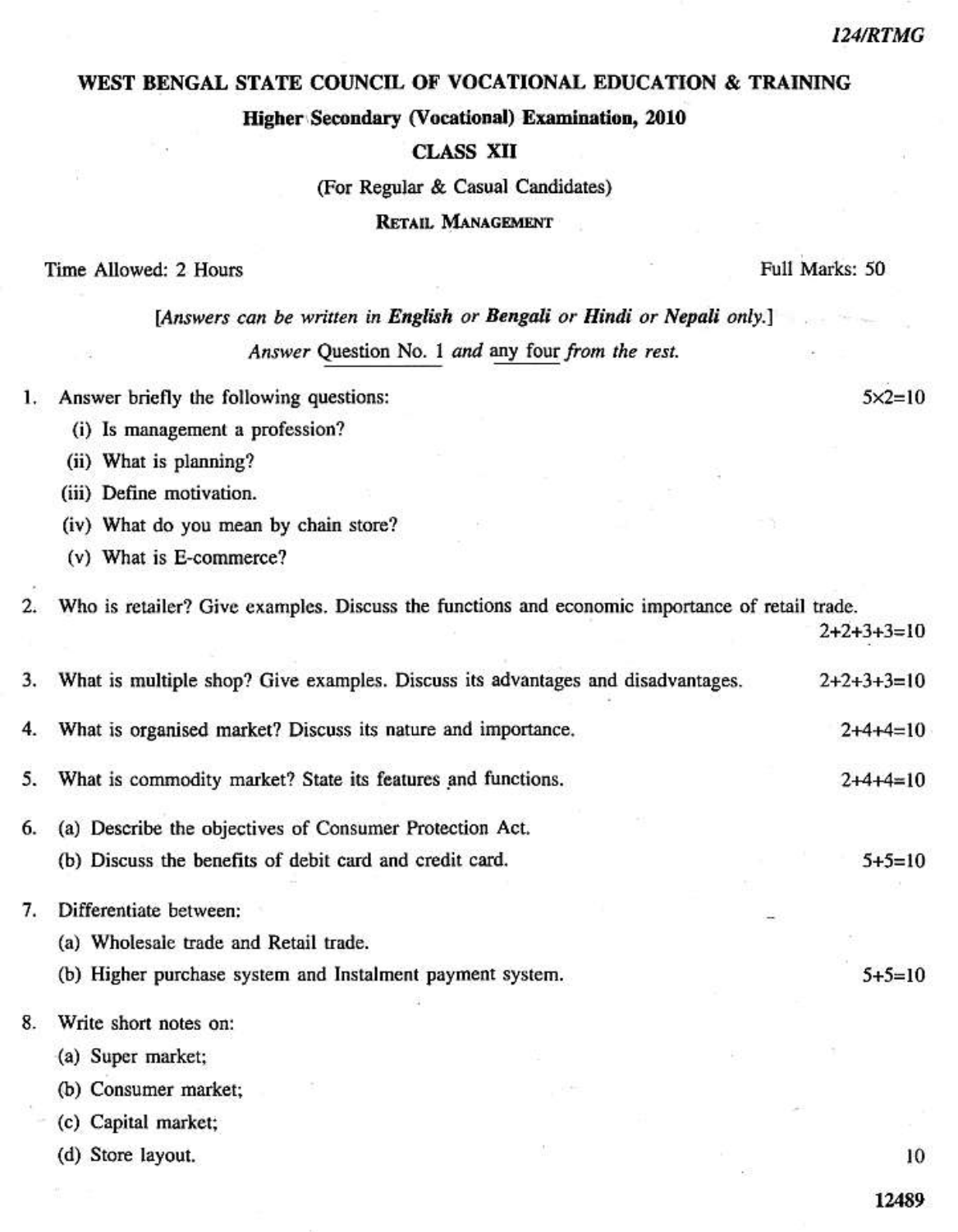124/RTMG

# WEST BENGAL STATE COUNCIL OF VOCATIONAL EDUCATION & TRAINING

## Higher Secondary (Vocational) Examination, 2010

### CLASS XII

(For Regular & Casual Candidates)

### RETAIL MANAGEMENT

Time Allowed: 2 Hours — Full Marks: 50

[*Answers can be written in* ***English*** *or* ***Bengali*** *or* ***Hindi*** *or* ***Nepali*** *only.*]

*Answer* Question No. 1 *and* any four *from the rest.*

1. Answer briefly the following questions: — 5×2=10
   - (i) Is management a profession?
   - (ii) What is planning?
   - (iii) Define motivation.
   - (iv) What do you mean by chain store?
   - (v) What is E-commerce?

2. Who is retailer? Give examples. Discuss the functions and economic importance of retail trade. — 2+2+3+3=10

3. What is multiple shop? Give examples. Discuss its advantages and disadvantages. — 2+2+3+3=10

4. What is organised market? Discuss its nature and importance. — 2+4+4=10

5. What is commodity market? State its features and functions. — 2+4+4=10

6. (a) Describe the objectives of Consumer Protection Act.
   (b) Discuss the benefits of debit card and credit card. — 5+5=10

7. Differentiate between:
   (a) Wholesale trade and Retail trade.
   (b) Higher purchase system and Instalment payment system. — 5+5=10

8. Write short notes on:
   (a) Super market;
   (b) Consumer market;
   (c) Capital market;
   (d) Store layout. — 10

12489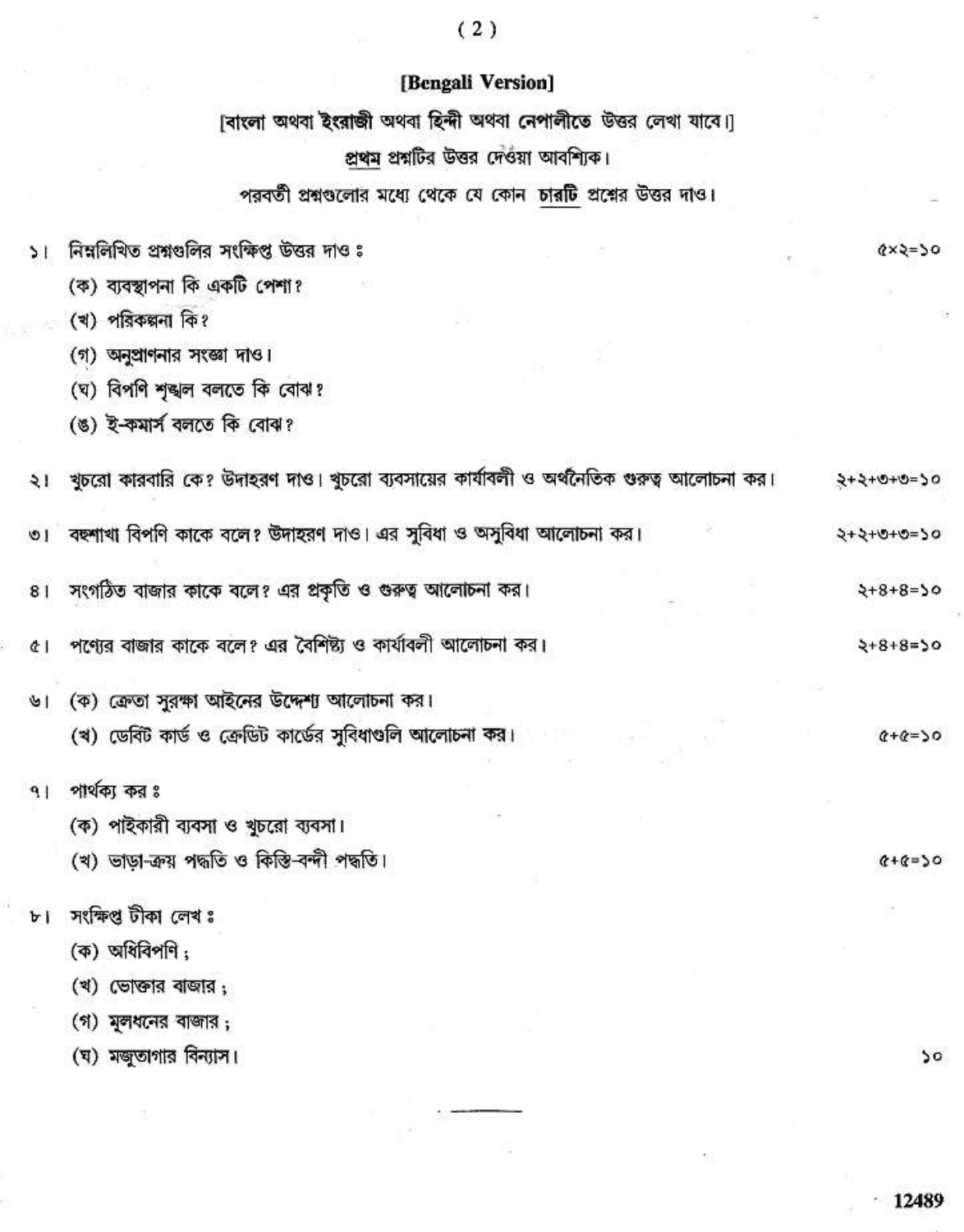## [Bengali Version]

[বাংলা অথবা ইংরাজী অথবা হিন্দী অথবা নেপালীতে উত্তর লেখা যাবে।]

প্রথম প্রশ্নটির উত্তর দেওয়া আবশ্যিক।

পরবর্তী প্রশ্নগুলোর মধ্যে থেকে যে কোন চারটি প্রশ্নের উত্তর দাও।

১। নিম্নলিখিত প্রশ্নগুলির সংক্ষিপ্ত উত্তর দাও ঃ — ৫×২=১০

(ক) ব্যবস্থাপনা কি একটি পেশা?

(খ) পরিকল্পনা কি?

(গ) অনুপ্রাণনার সংজ্ঞা দাও।

(ঘ) বিপণি শৃঙ্খল বলতে কি বোঝ?

(ঙ) ই-কমার্স বলতে কি বোঝ?

২। খুচরো কারবারি কে? উদাহরণ দাও। খুচরো ব্যবসায়ের কার্যাবলী ও অর্থনৈতিক গুরুত্ব আলোচনা কর। — ২+২+৩+৩=১০

৩। বহুশাখা বিপণি কাকে বলে? উদাহরণ দাও। এর সুবিধা ও অসুবিধা আলোচনা কর। — ২+২+৩+৩=১০

৪। সংগঠিত বাজার কাকে বলে? এর প্রকৃতি ও গুরুত্ব আলোচনা কর। — ২+৪+৪=১০

৫। পণ্যের বাজার কাকে বলে? এর বৈশিষ্ট্য ও কার্যাবলী আলোচনা কর। — ২+৪+৪=১০

৬। (ক) ক্রেতা সুরক্ষা আইনের উদ্দেশ্য আলোচনা কর।

(খ) ডেবিট কার্ড ও ক্রেডিট কার্ডের সুবিধাগুলি আলোচনা কর। — ৫+৫=১০

৭। পার্থক্য কর ঃ

(ক) পাইকারী ব্যবসা ও খুচরো ব্যবসা।

(খ) ভাড়া-ক্রয় পদ্ধতি ও কিস্তি-বন্দী পদ্ধতি। — ৫+৫=১০

৮। সংক্ষিপ্ত টীকা লেখ ঃ

(ক) অধিবিপণি ;

(খ) ভোক্তার বাজার ;

(গ) মূলধনের বাজার ;

(ঘ) মজুতাগার বিন্যাস। — ১০

12489